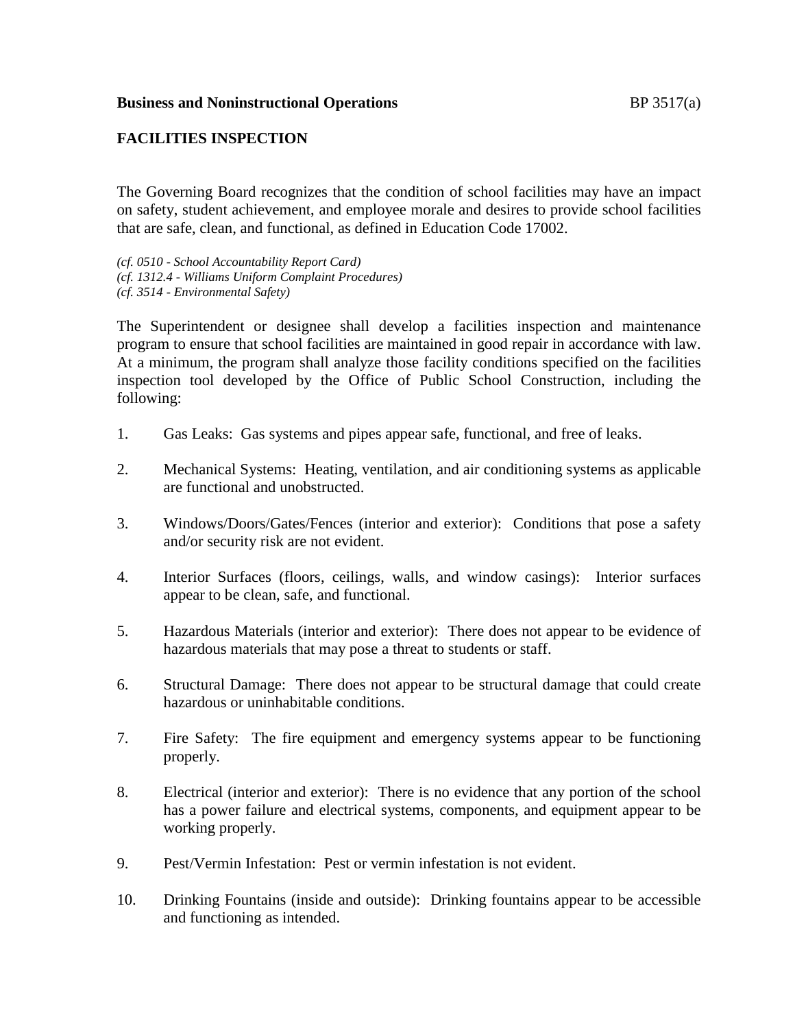**Business and Noninstructional Operations** BP 3517(a)

## FACILITIES INSPECTION

The Governing Board recognizes that the condition of school facilities may have an impact on safety, student achievement, and employee morale and desires to provide school facilities that are safe, clean, and functional, as defined in Education Code 17002.

*(cf. 0510 - School Accountability Report Card)*
*(cf. 1312.4 - Williams Uniform Complaint Procedures)*
*(cf. 3514 - Environmental Safety)*

The Superintendent or designee shall develop a facilities inspection and maintenance program to ensure that school facilities are maintained in good repair in accordance with law. At a minimum, the program shall analyze those facility conditions specified on the facilities inspection tool developed by the Office of Public School Construction, including the following:

1. Gas Leaks: Gas systems and pipes appear safe, functional, and free of leaks.

2. Mechanical Systems: Heating, ventilation, and air conditioning systems as applicable are functional and unobstructed.

3. Windows/Doors/Gates/Fences (interior and exterior): Conditions that pose a safety and/or security risk are not evident.

4. Interior Surfaces (floors, ceilings, walls, and window casings): Interior surfaces appear to be clean, safe, and functional.

5. Hazardous Materials (interior and exterior): There does not appear to be evidence of hazardous materials that may pose a threat to students or staff.

6. Structural Damage: There does not appear to be structural damage that could create hazardous or uninhabitable conditions.

7. Fire Safety: The fire equipment and emergency systems appear to be functioning properly.

8. Electrical (interior and exterior): There is no evidence that any portion of the school has a power failure and electrical systems, components, and equipment appear to be working properly.

9. Pest/Vermin Infestation: Pest or vermin infestation is not evident.

10. Drinking Fountains (inside and outside): Drinking fountains appear to be accessible and functioning as intended.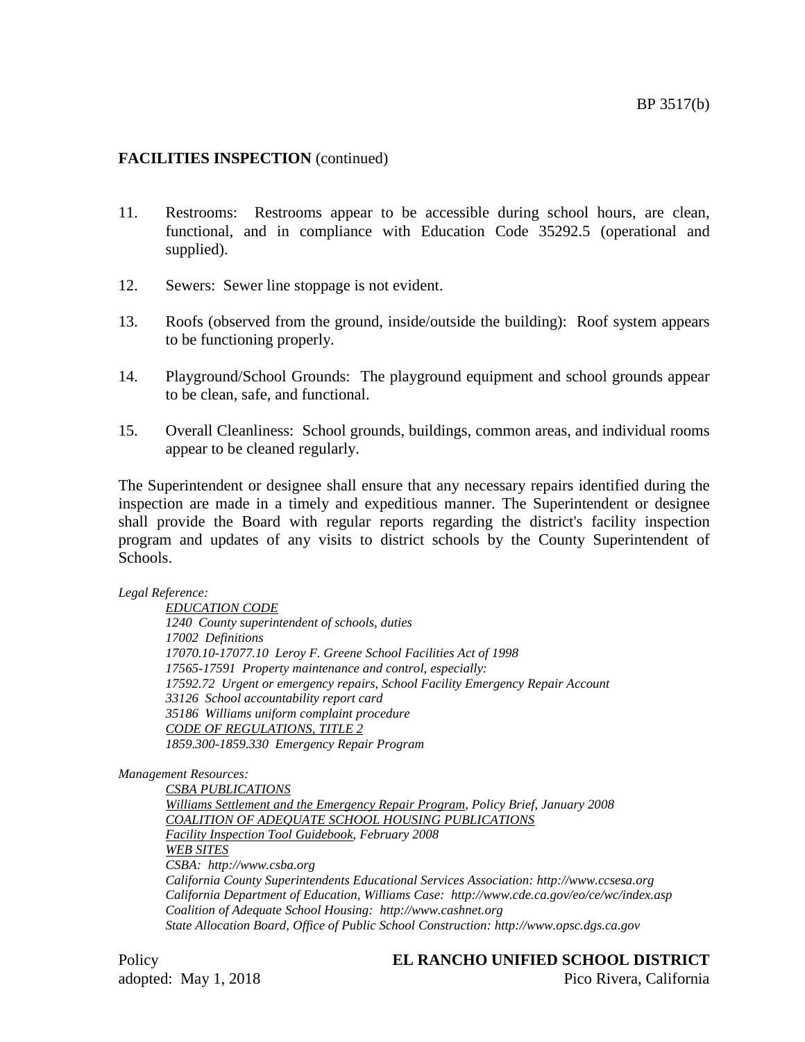**FACILITIES INSPECTION** (continued)

11. Restrooms: Restrooms appear to be accessible during school hours, are clean, functional, and in compliance with Education Code 35292.5 (operational and supplied).

12. Sewers: Sewer line stoppage is not evident.

13. Roofs (observed from the ground, inside/outside the building): Roof system appears to be functioning properly.

14. Playground/School Grounds: The playground equipment and school grounds appear to be clean, safe, and functional.

15. Overall Cleanliness: School grounds, buildings, common areas, and individual rooms appear to be cleaned regularly.

The Superintendent or designee shall ensure that any necessary repairs identified during the inspection are made in a timely and expeditious manner. The Superintendent or designee shall provide the Board with regular reports regarding the district's facility inspection program and updates of any visits to district schools by the County Superintendent of Schools.

*Legal Reference:*

*EDUCATION CODE*
*1240 County superintendent of schools, duties*
*17002 Definitions*
*17070.10-17077.10 Leroy F. Greene School Facilities Act of 1998*
*17565-17591 Property maintenance and control, especially:*
*17592.72 Urgent or emergency repairs, School Facility Emergency Repair Account*
*33126 School accountability report card*
*35186 Williams uniform complaint procedure*
*CODE OF REGULATIONS, TITLE 2*
*1859.300-1859.330 Emergency Repair Program*

*Management Resources:*

*CSBA PUBLICATIONS*
*Williams Settlement and the Emergency Repair Program, Policy Brief, January 2008*
*COALITION OF ADEQUATE SCHOOL HOUSING PUBLICATIONS*
*Facility Inspection Tool Guidebook, February 2008*
*WEB SITES*
*CSBA: http://www.csba.org*
*California County Superintendents Educational Services Association: http://www.ccsesa.org*
*California Department of Education, Williams Case: http://www.cde.ca.gov/eo/ce/wc/index.asp*
*Coalition of Adequate School Housing: http://www.cashnet.org*
*State Allocation Board, Office of Public School Construction: http://www.opsc.dgs.ca.gov*

Policy
adopted: May 1, 2018

**EL RANCHO UNIFIED SCHOOL DISTRICT**
Pico Rivera, California